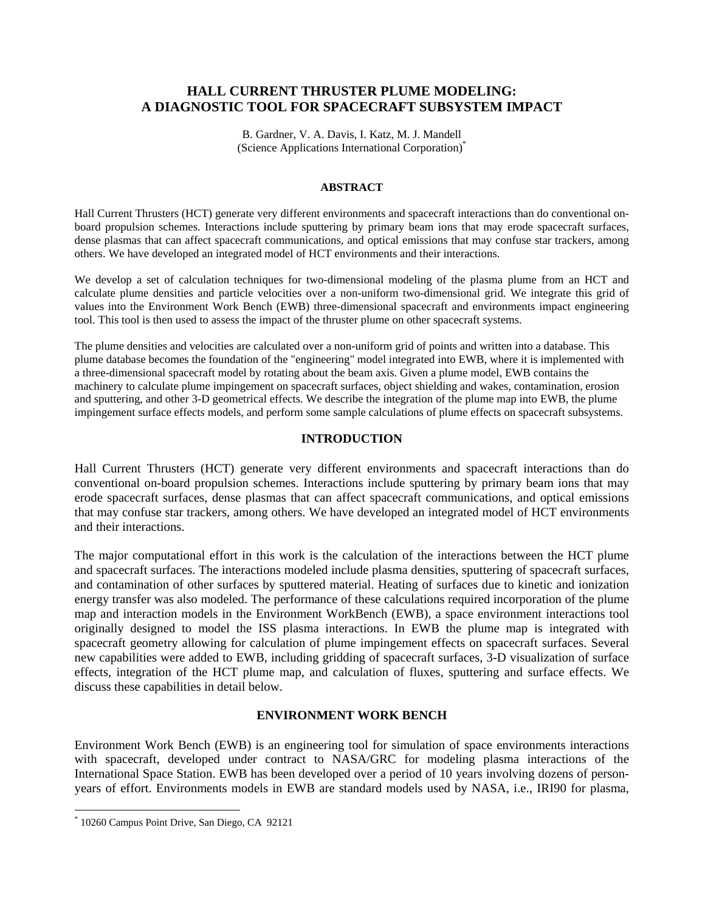# HALL CURRENT THRUSTER PLUME MODELING: A DIAGNOSTIC TOOL FOR SPACECRAFT SUBSYSTEM IMPACT

B. Gardner, V. A. Davis, I. Katz, M. J. Mandell
(Science Applications International Corporation)*

## ABSTRACT

Hall Current Thrusters (HCT) generate very different environments and spacecraft interactions than do conventional on-board propulsion schemes. Interactions include sputtering by primary beam ions that may erode spacecraft surfaces, dense plasmas that can affect spacecraft communications, and optical emissions that may confuse star trackers, among others. We have developed an integrated model of HCT environments and their interactions.

We develop a set of calculation techniques for two-dimensional modeling of the plasma plume from an HCT and calculate plume densities and particle velocities over a non-uniform two-dimensional grid. We integrate this grid of values into the Environment Work Bench (EWB) three-dimensional spacecraft and environments impact engineering tool. This tool is then used to assess the impact of the thruster plume on other spacecraft systems.

The plume densities and velocities are calculated over a non-uniform grid of points and written into a database. This plume database becomes the foundation of the "engineering" model integrated into EWB, where it is implemented with a three-dimensional spacecraft model by rotating about the beam axis. Given a plume model, EWB contains the machinery to calculate plume impingement on spacecraft surfaces, object shielding and wakes, contamination, erosion and sputtering, and other 3-D geometrical effects. We describe the integration of the plume map into EWB, the plume impingement surface effects models, and perform some sample calculations of plume effects on spacecraft subsystems.

## INTRODUCTION

Hall Current Thrusters (HCT) generate very different environments and spacecraft interactions than do conventional on-board propulsion schemes. Interactions include sputtering by primary beam ions that may erode spacecraft surfaces, dense plasmas that can affect spacecraft communications, and optical emissions that may confuse star trackers, among others. We have developed an integrated model of HCT environments and their interactions.

The major computational effort in this work is the calculation of the interactions between the HCT plume and spacecraft surfaces. The interactions modeled include plasma densities, sputtering of spacecraft surfaces, and contamination of other surfaces by sputtered material. Heating of surfaces due to kinetic and ionization energy transfer was also modeled. The performance of these calculations required incorporation of the plume map and interaction models in the Environment WorkBench (EWB), a space environment interactions tool originally designed to model the ISS plasma interactions. In EWB the plume map is integrated with spacecraft geometry allowing for calculation of plume impingement effects on spacecraft surfaces. Several new capabilities were added to EWB, including gridding of spacecraft surfaces, 3-D visualization of surface effects, integration of the HCT plume map, and calculation of fluxes, sputtering and surface effects. We discuss these capabilities in detail below.

## ENVIRONMENT WORK BENCH

Environment Work Bench (EWB) is an engineering tool for simulation of space environments interactions with spacecraft, developed under contract to NASA/GRC for modeling plasma interactions of the International Space Station. EWB has been developed over a period of 10 years involving dozens of person-years of effort. Environments models in EWB are standard models used by NASA, i.e., IRI90 for plasma,

* 10260 Campus Point Drive, San Diego, CA 92121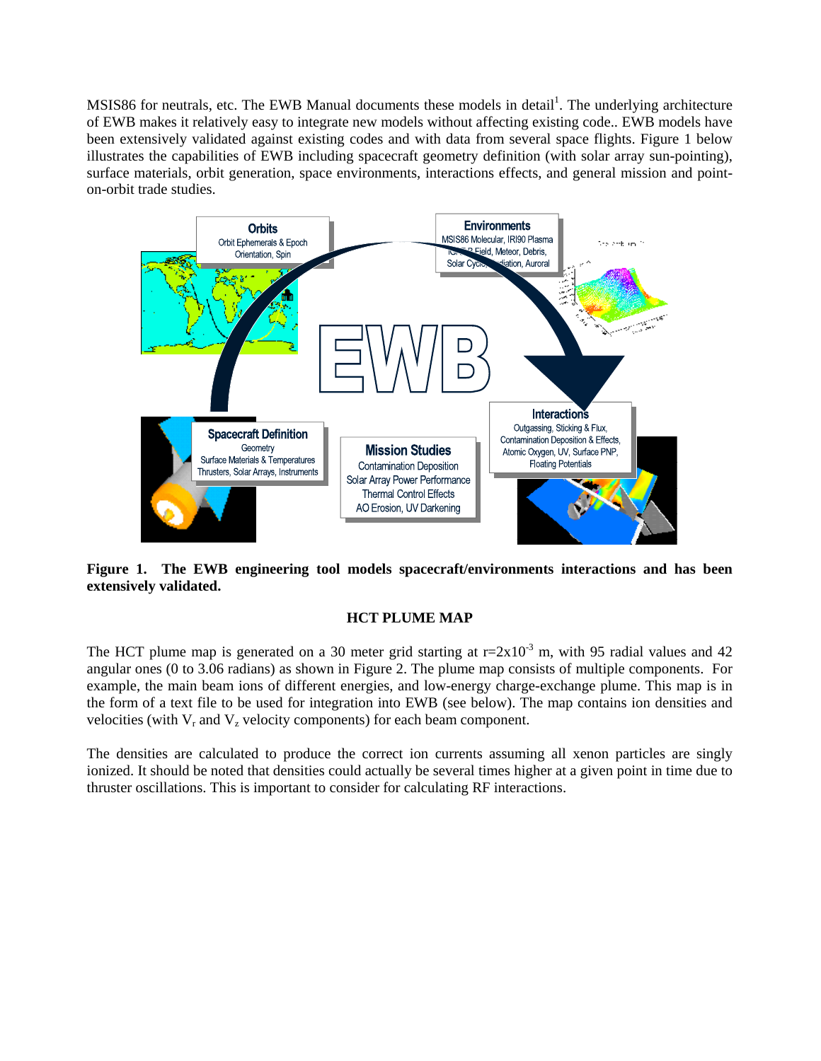MSIS86 for neutrals, etc. The EWB Manual documents these models in detail[1]. The underlying architecture of EWB makes it relatively easy to integrate new models without affecting existing code.. EWB models have been extensively validated against existing codes and with data from several space flights. Figure 1 below illustrates the capabilities of EWB including spacecraft geometry definition (with solar array sun-pointing), surface materials, orbit generation, space environments, interactions effects, and general mission and point-on-orbit trade studies.

**Figure 1. The EWB engineering tool models spacecraft/environments interactions and has been extensively validated.**

## HCT PLUME MAP

The HCT plume map is generated on a 30 meter grid starting at $r=2x10^{-3}$ m, with 95 radial values and 42 angular ones (0 to 3.06 radians) as shown in Figure 2. The plume map consists of multiple components. For example, the main beam ions of different energies, and low-energy charge-exchange plume. This map is in the form of a text file to be used for integration into EWB (see below). The map contains ion densities and velocities (with $V_r$ and $V_z$ velocity components) for each beam component.

The densities are calculated to produce the correct ion currents assuming all xenon particles are singly ionized. It should be noted that densities could actually be several times higher at a given point in time due to thruster oscillations. This is important to consider for calculating RF interactions.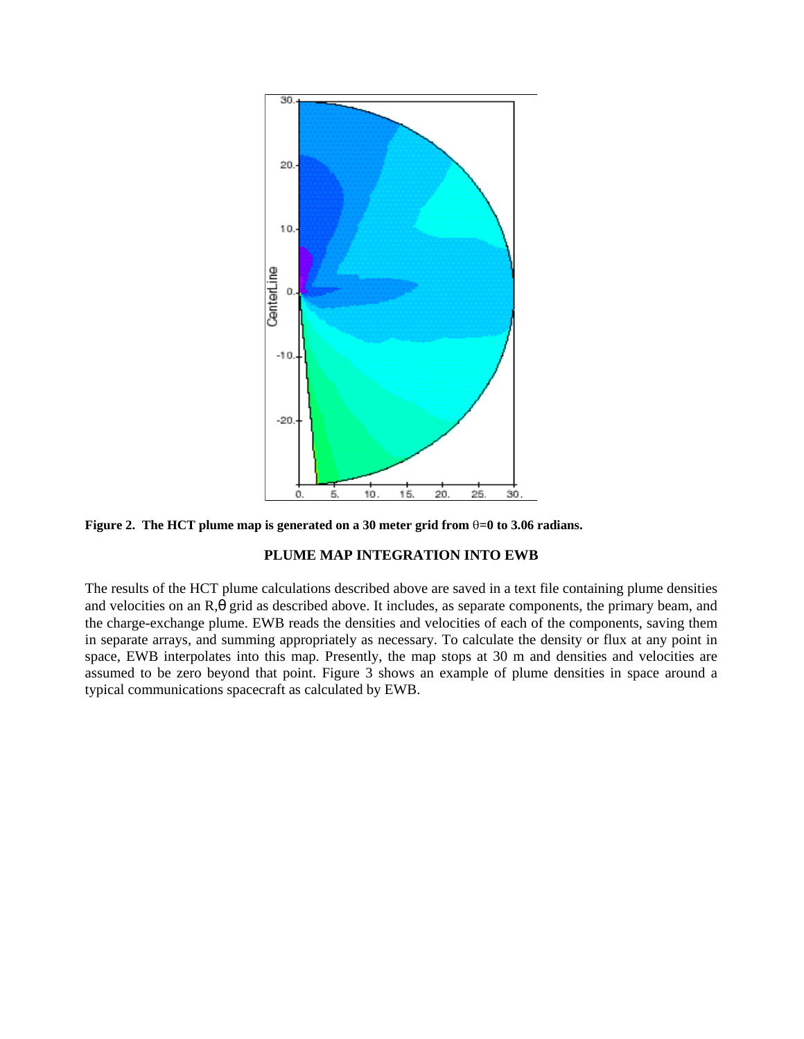**Figure 2. The HCT plume map is generated on a 30 meter grid from θ=0 to 3.06 radians.**

## PLUME MAP INTEGRATION INTO EWB

The results of the HCT plume calculations described above are saved in a text file containing plume densities and velocities on an R,θ grid as described above. It includes, as separate components, the primary beam, and the charge-exchange plume. EWB reads the densities and velocities of each of the components, saving them in separate arrays, and summing appropriately as necessary. To calculate the density or flux at any point in space, EWB interpolates into this map. Presently, the map stops at 30 m and densities and velocities are assumed to be zero beyond that point. Figure 3 shows an example of plume densities in space around a typical communications spacecraft as calculated by EWB.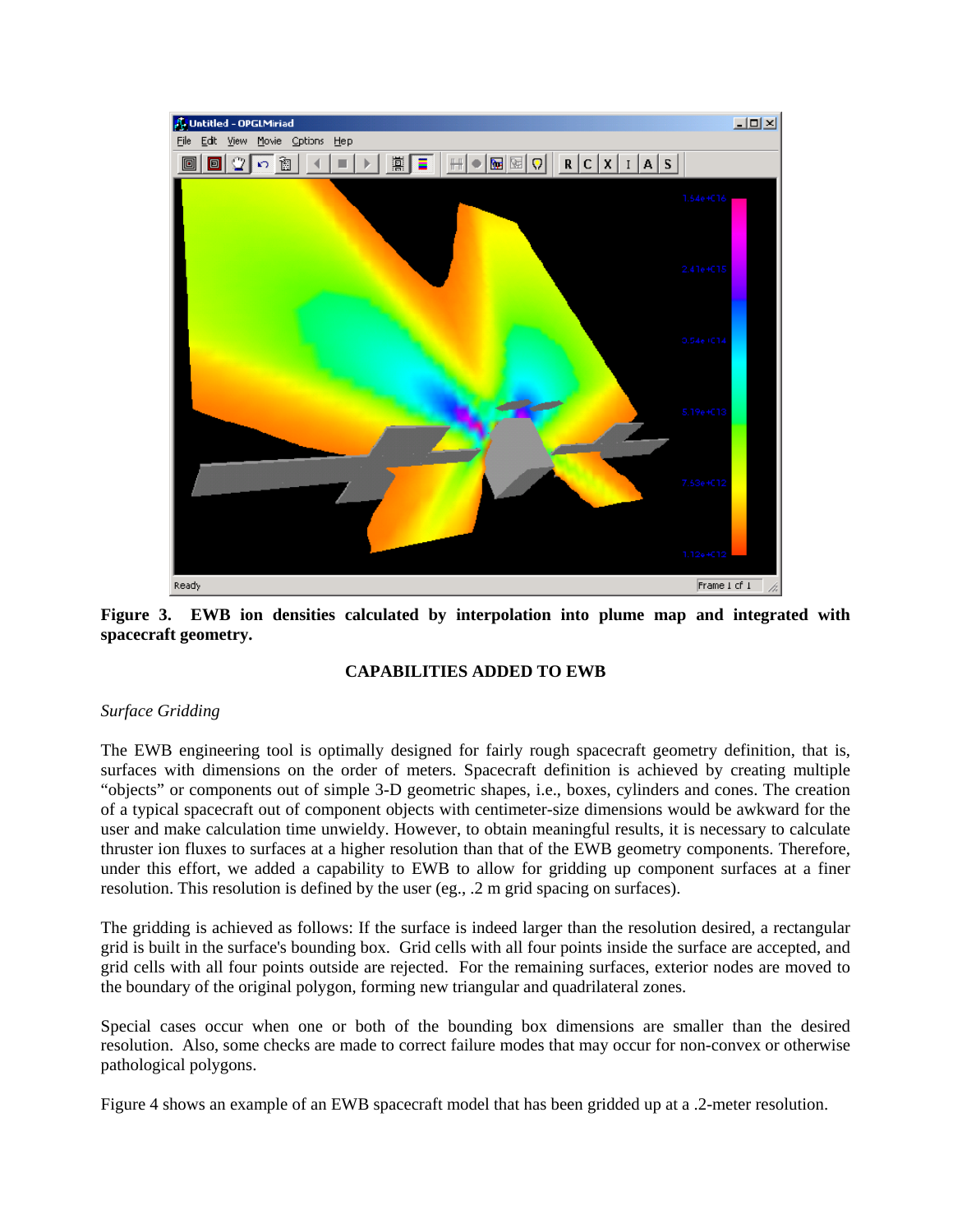**Figure 3. EWB ion densities calculated by interpolation into plume map and integrated with spacecraft geometry.**

## CAPABILITIES ADDED TO EWB

### *Surface Gridding*

The EWB engineering tool is optimally designed for fairly rough spacecraft geometry definition, that is, surfaces with dimensions on the order of meters. Spacecraft definition is achieved by creating multiple "objects" or components out of simple 3-D geometric shapes, i.e., boxes, cylinders and cones. The creation of a typical spacecraft out of component objects with centimeter-size dimensions would be awkward for the user and make calculation time unwieldy. However, to obtain meaningful results, it is necessary to calculate thruster ion fluxes to surfaces at a higher resolution than that of the EWB geometry components. Therefore, under this effort, we added a capability to EWB to allow for gridding up component surfaces at a finer resolution. This resolution is defined by the user (eg., .2 m grid spacing on surfaces).

The gridding is achieved as follows: If the surface is indeed larger than the resolution desired, a rectangular grid is built in the surface's bounding box. Grid cells with all four points inside the surface are accepted, and grid cells with all four points outside are rejected. For the remaining surfaces, exterior nodes are moved to the boundary of the original polygon, forming new triangular and quadrilateral zones.

Special cases occur when one or both of the bounding box dimensions are smaller than the desired resolution. Also, some checks are made to correct failure modes that may occur for non-convex or otherwise pathological polygons.

Figure 4 shows an example of an EWB spacecraft model that has been gridded up at a .2-meter resolution.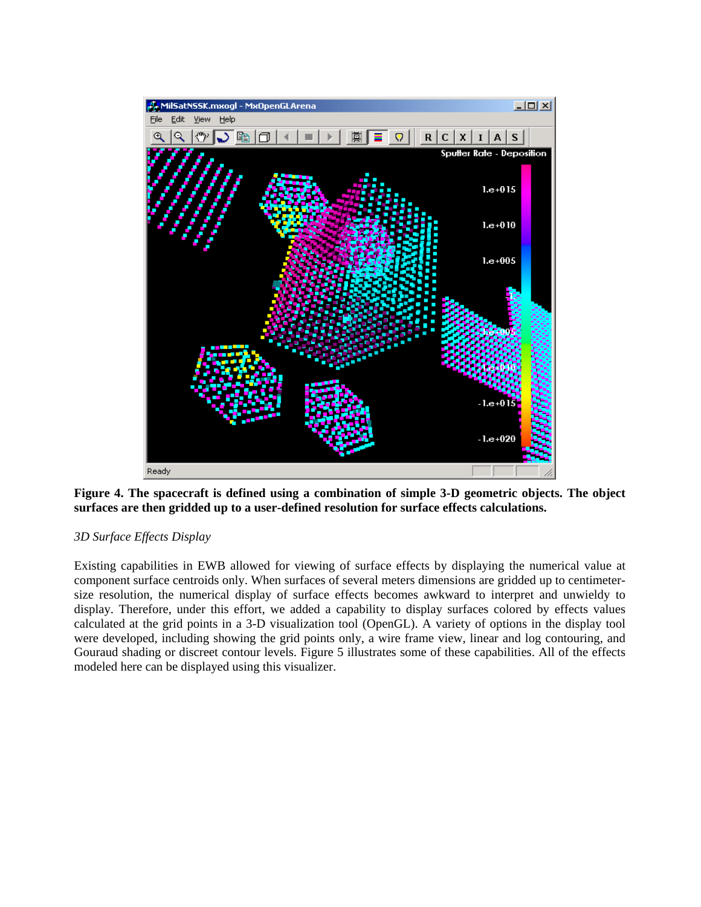**Figure 4. The spacecraft is defined using a combination of simple 3-D geometric objects. The object surfaces are then gridded up to a user-defined resolution for surface effects calculations.**

*3D Surface Effects Display*

Existing capabilities in EWB allowed for viewing of surface effects by displaying the numerical value at component surface centroids only. When surfaces of several meters dimensions are gridded up to centimeter-size resolution, the numerical display of surface effects becomes awkward to interpret and unwieldy to display. Therefore, under this effort, we added a capability to display surfaces colored by effects values calculated at the grid points in a 3-D visualization tool (OpenGL). A variety of options in the display tool were developed, including showing the grid points only, a wire frame view, linear and log contouring, and Gouraud shading or discreet contour levels. Figure 5 illustrates some of these capabilities. All of the effects modeled here can be displayed using this visualizer.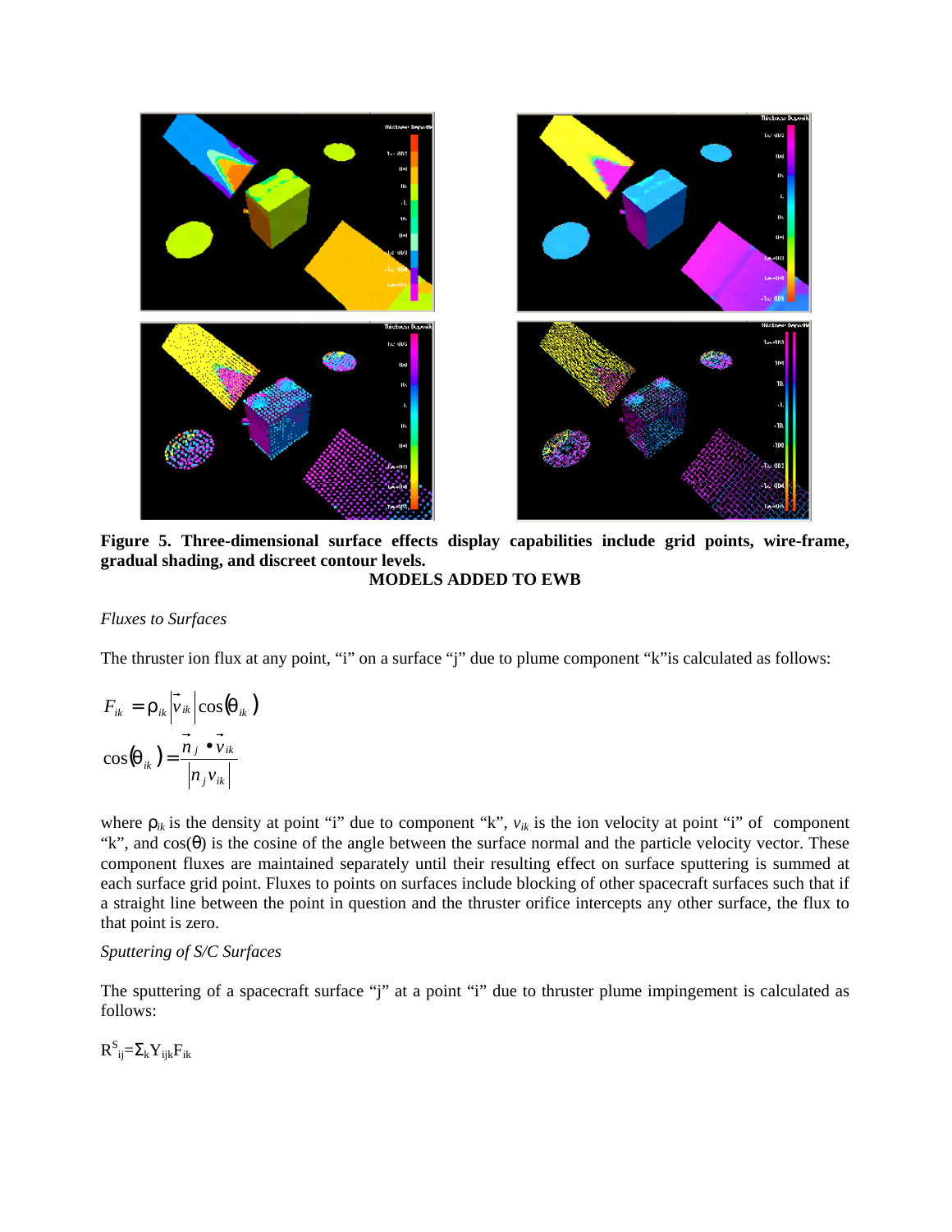**Figure 5. Three-dimensional surface effects display capabilities include grid points, wire-frame, gradual shading, and discreet contour levels.**

## MODELS ADDED TO EWB

*Fluxes to Surfaces*

The thruster ion flux at any point, "i" on a surface "j" due to plume component "k"is calculated as follows:

$$F_{ik} = \rho_{ik} \left| \vec{v}_{ik} \right| \cos(\theta_{ik})$$

$$\cos(\theta_{ik}) = \frac{\vec{n}_j \bullet \vec{v}_{ik}}{\left| n_j v_{ik} \right|}$$

where $\rho_{ik}$ is the density at point "i" due to component "k", $v_{ik}$ is the ion velocity at point "i" of component "k", and $\cos(\theta)$ is the cosine of the angle between the surface normal and the particle velocity vector. These component fluxes are maintained separately until their resulting effect on surface sputtering is summed at each surface grid point. Fluxes to points on surfaces include blocking of other spacecraft surfaces such that if a straight line between the point in question and the thruster orifice intercepts any other surface, the flux to that point is zero.

*Sputtering of S/C Surfaces*

The sputtering of a spacecraft surface "j" at a point "i" due to thruster plume impingement is calculated as follows:

$$R^S_{ij} = \Sigma_k Y_{ijk} F_{ik}$$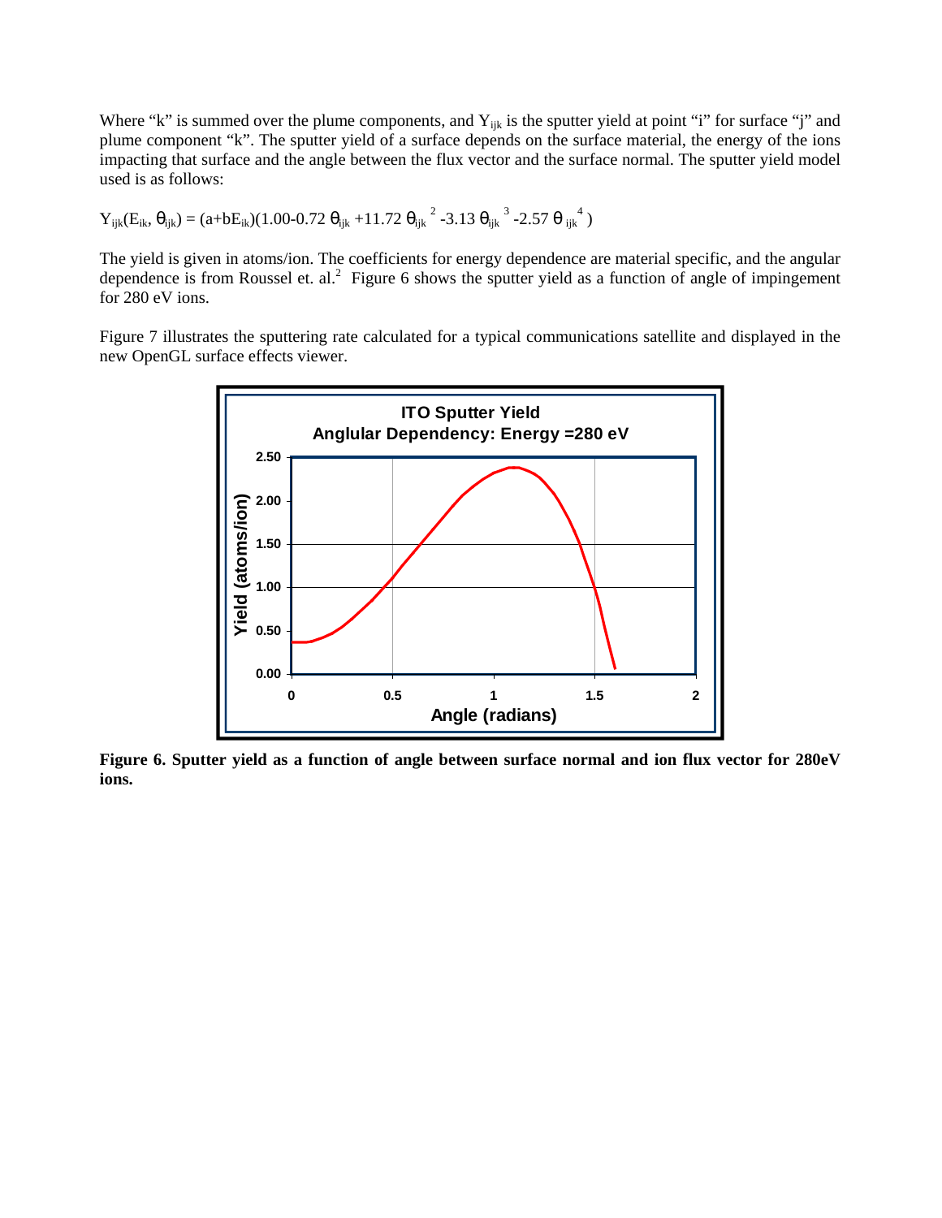Where "k" is summed over the plume components, and $Y_{ijk}$ is the sputter yield at point "i" for surface "j" and plume component "k". The sputter yield of a surface depends on the surface material, the energy of the ions impacting that surface and the angle between the flux vector and the surface normal. The sputter yield model used is as follows:

$$Y_{ijk}(E_{ik}, \theta_{ijk}) = (a+bE_{ik})(1.00-0.72\,\theta_{ijk} + 11.72\,\theta_{ijk}^{2} - 3.13\,\theta_{ijk}^{3} - 2.57\,\theta_{ijk}^{4})$$

The yield is given in atoms/ion. The coefficients for energy dependence are material specific, and the angular dependence is from Roussel et. al.[2] Figure 6 shows the sputter yield as a function of angle of impingement for 280 eV ions.

Figure 7 illustrates the sputtering rate calculated for a typical communications satellite and displayed in the new OpenGL surface effects viewer.

**Figure 6. Sputter yield as a function of angle between surface normal and ion flux vector for 280eV ions.**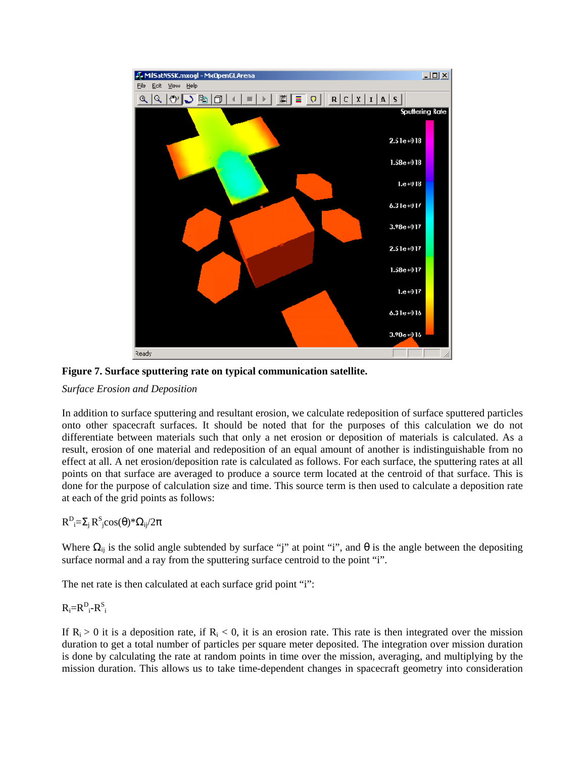**Figure 7. Surface sputtering rate on typical communication satellite.**

*Surface Erosion and Deposition*

In addition to surface sputtering and resultant erosion, we calculate redeposition of surface sputtered particles onto other spacecraft surfaces. It should be noted that for the purposes of this calculation we do not differentiate between materials such that only a net erosion or deposition of materials is calculated. As a result, erosion of one material and redeposition of an equal amount of another is indistinguishable from no effect at all. A net erosion/deposition rate is calculated as follows. For each surface, the sputtering rates at all points on that surface are averaged to produce a source term located at the centroid of that surface. This is done for the purpose of calculation size and time. This source term is then used to calculate a deposition rate at each of the grid points as follows:

$$R^D_i = \Sigma_j R^S_j \cos(\theta) * \Omega_{ij} / 2\pi$$

Where $\Omega_{ij}$ is the solid angle subtended by surface "j" at point "i", and $\theta$ is the angle between the depositing surface normal and a ray from the sputtering surface centroid to the point "i".

The net rate is then calculated at each surface grid point "i":

$$R_i = R^D_i - R^S_i$$

If $R_i > 0$ it is a deposition rate, if $R_i < 0$, it is an erosion rate. This rate is then integrated over the mission duration to get a total number of particles per square meter deposited. The integration over mission duration is done by calculating the rate at random points in time over the mission, averaging, and multiplying by the mission duration. This allows us to take time-dependent changes in spacecraft geometry into consideration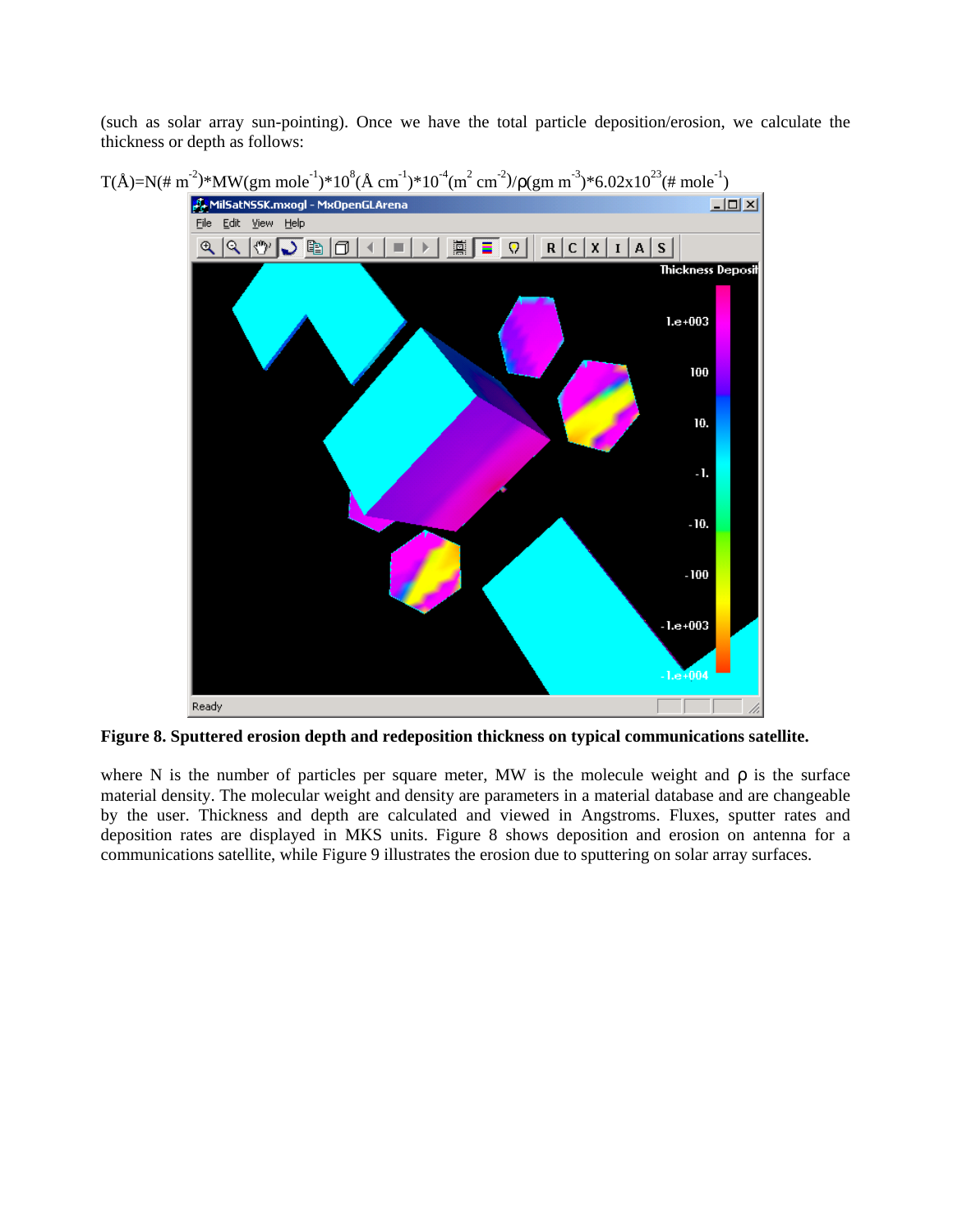(such as solar array sun-pointing). Once we have the total particle deposition/erosion, we calculate the thickness or depth as follows:

$$T(\text{Å})=N(\#\ m^{-2})*MW(gm\ mole^{-1})*10^{8}(\text{Å}\ cm^{-1})*10^{-4}(m^{2}\ cm^{-2})/\rho(gm\ m^{-3})*6.02x10^{23}(\#\ mole^{-1})$$

**Figure 8. Sputtered erosion depth and redeposition thickness on typical communications satellite.**

where N is the number of particles per square meter, MW is the molecule weight and ρ is the surface material density. The molecular weight and density are parameters in a material database and are changeable by the user. Thickness and depth are calculated and viewed in Angstroms. Fluxes, sputter rates and deposition rates are displayed in MKS units. Figure 8 shows deposition and erosion on antenna for a communications satellite, while Figure 9 illustrates the erosion due to sputtering on solar array surfaces.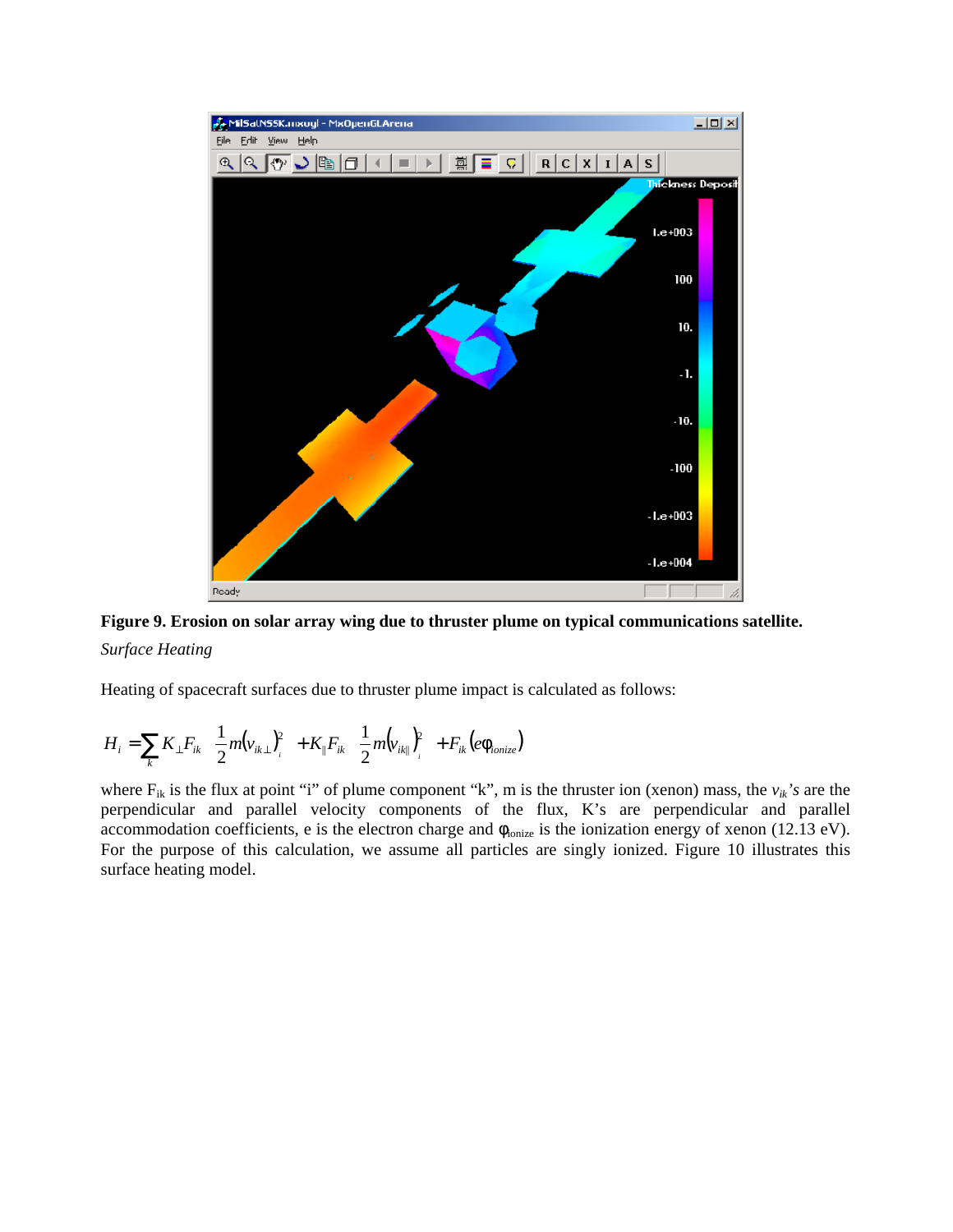**Figure 9. Erosion on solar array wing due to thruster plume on typical communications satellite.**

*Surface Heating*

Heating of spacecraft surfaces due to thruster plume impact is calculated as follows:

$$H_i = \sum_k K_{\perp} F_{ik} \left( \frac{1}{2} m (v_{ik\perp})^2_i \right) + K_{\parallel} F_{ik} \left( \frac{1}{2} m (v_{ik\parallel})^2_i \right) + F_{ik} \left( e\phi_{ionize} \right)$$

where $F_{ik}$ is the flux at point "i" of plume component "k", m is the thruster ion (xenon) mass, the $v_{ik}$*'s* are the perpendicular and parallel velocity components of the flux, K's are perpendicular and parallel accommodation coefficients, e is the electron charge and $\phi_{ionize}$ is the ionization energy of xenon (12.13 eV). For the purpose of this calculation, we assume all particles are singly ionized. Figure 10 illustrates this surface heating model.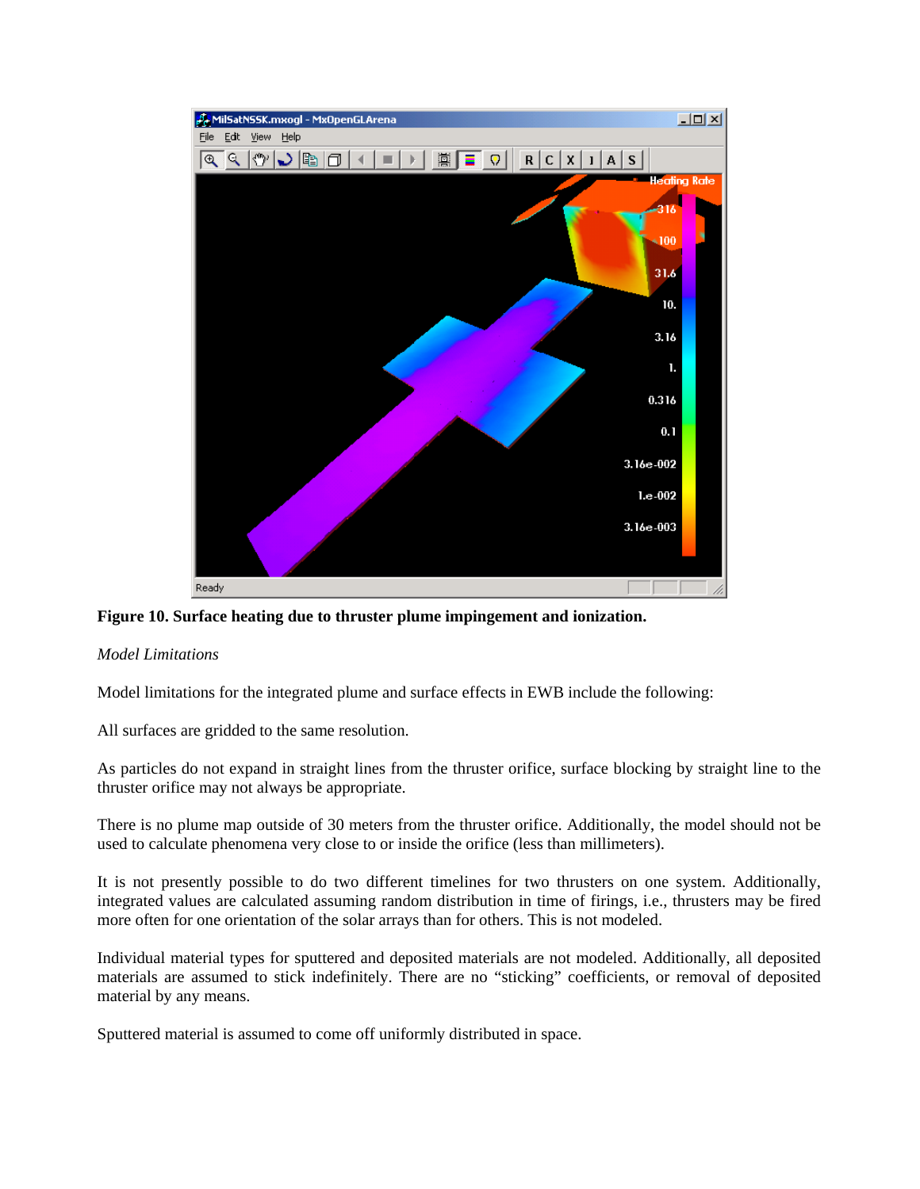**Figure 10. Surface heating due to thruster plume impingement and ionization.**

*Model Limitations*

Model limitations for the integrated plume and surface effects in EWB include the following:

All surfaces are gridded to the same resolution.

As particles do not expand in straight lines from the thruster orifice, surface blocking by straight line to the thruster orifice may not always be appropriate.

There is no plume map outside of 30 meters from the thruster orifice. Additionally, the model should not be used to calculate phenomena very close to or inside the orifice (less than millimeters).

It is not presently possible to do two different timelines for two thrusters on one system. Additionally, integrated values are calculated assuming random distribution in time of firings, i.e., thrusters may be fired more often for one orientation of the solar arrays than for others. This is not modeled.

Individual material types for sputtered and deposited materials are not modeled. Additionally, all deposited materials are assumed to stick indefinitely. There are no "sticking" coefficients, or removal of deposited material by any means.

Sputtered material is assumed to come off uniformly distributed in space.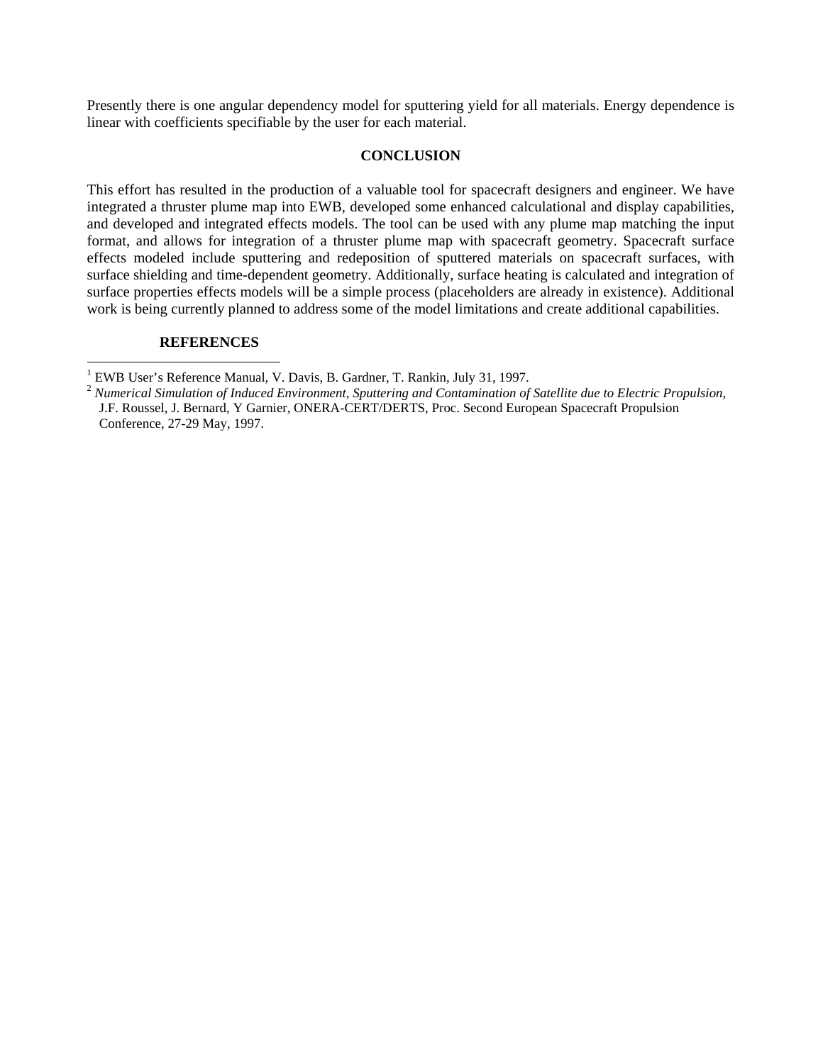Presently there is one angular dependency model for sputtering yield for all materials. Energy dependence is linear with coefficients specifiable by the user for each material.

## CONCLUSION

This effort has resulted in the production of a valuable tool for spacecraft designers and engineer. We have integrated a thruster plume map into EWB, developed some enhanced calculational and display capabilities, and developed and integrated effects models. The tool can be used with any plume map matching the input format, and allows for integration of a thruster plume map with spacecraft geometry. Spacecraft surface effects modeled include sputtering and redeposition of sputtered materials on spacecraft surfaces, with surface shielding and time-dependent geometry. Additionally, surface heating is calculated and integration of surface properties effects models will be a simple process (placeholders are already in existence). Additional work is being currently planned to address some of the model limitations and create additional capabilities.

## REFERENCES

[1] EWB User's Reference Manual, V. Davis, B. Gardner, T. Rankin, July 31, 1997.

[2] *Numerical Simulation of Induced Environment, Sputtering and Contamination of Satellite due to Electric Propulsion,* J.F. Roussel, J. Bernard, Y Garnier, ONERA-CERT/DERTS, Proc. Second European Spacecraft Propulsion Conference, 27-29 May, 1997.